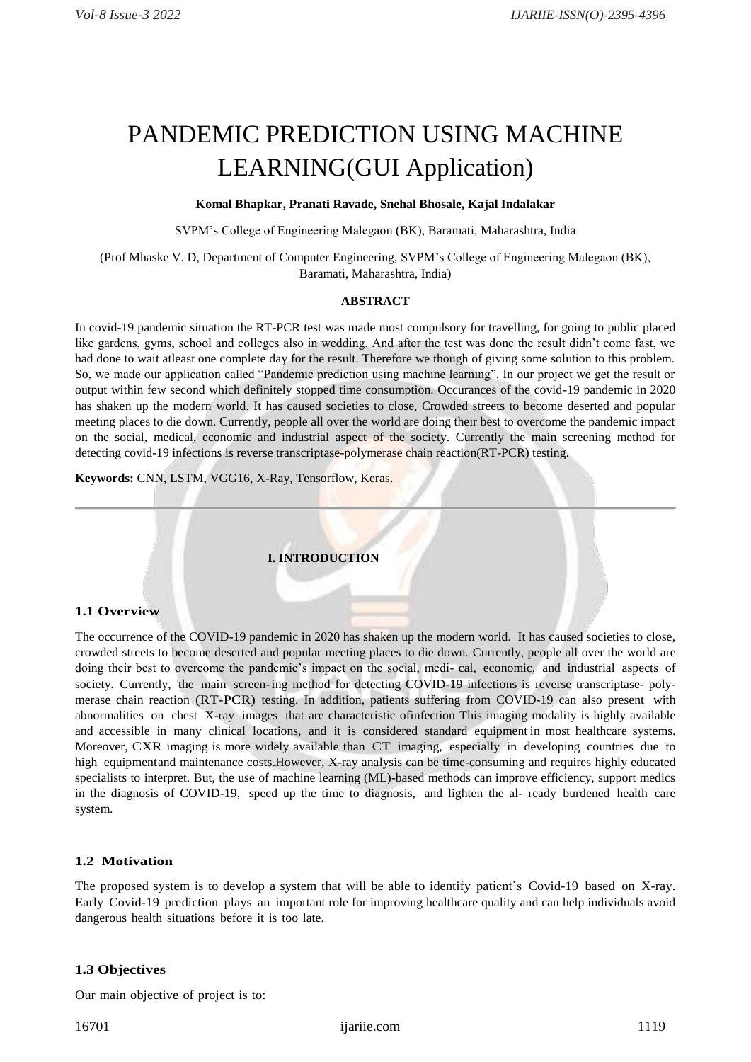# PANDEMIC PREDICTION USING MACHINE LEARNING(GUI Application)

**Komal Bhapkar, Pranati Ravade, Snehal Bhosale, Kajal Indalakar**

SVPM's College of Engineering Malegaon (BK), Baramati, Maharashtra, India

(Prof Mhaske V. D, Department of Computer Engineering, SVPM's College of Engineering Malegaon (BK), Baramati, Maharashtra, India)

## ABSTRACT

In covid-19 pandemic situation the RT-PCR test was made most compulsory for travelling, for going to public placed like gardens, gyms, school and colleges also in wedding. And after the test was done the result didn't come fast, we had done to wait atleast one complete day for the result. Therefore we though of giving some solution to this problem. So, we made our application called "Pandemic prediction using machine learning". In our project we get the result or output within few second which definitely stopped time consumption. Occurances of the covid-19 pandemic in 2020 has shaken up the modern world. It has caused societies to close, Crowded streets to become deserted and popular meeting places to die down. Currently, people all over the world are doing their best to overcome the pandemic impact on the social, medical, economic and industrial aspect of the society. Currently the main screening method for detecting covid-19 infections is reverse transcriptase-polymerase chain reaction(RT-PCR) testing.

**Keywords:** CNN, LSTM, VGG16, X-Ray, Tensorflow, Keras.

---

## I. INTRODUCTION

### 1.1 Overview

The occurrence of the COVID-19 pandemic in 2020 has shaken up the modern world. It has caused societies to close, crowded streets to become deserted and popular meeting places to die down. Currently, people all over the world are doing their best to overcome the pandemic's impact on the social, medi- cal, economic, and industrial aspects of society. Currently, the main screen-ing method for detecting COVID-19 infections is reverse transcriptase- poly-merase chain reaction (RT-PCR) testing. In addition, patients suffering from COVID-19 can also present with abnormalities on chest X-ray images that are characteristic ofinfection This imaging modality is highly available and accessible in many clinical locations, and it is considered standard equipment in most healthcare systems. Moreover, CXR imaging is more widely available than CT imaging, especially in developing countries due to high equipmentand maintenance costs.However, X-ray analysis can be time-consuming and requires highly educated specialists to interpret. But, the use of machine learning (ML)-based methods can improve efficiency, support medics in the diagnosis of COVID-19, speed up the time to diagnosis, and lighten the al- ready burdened health care system.

### 1.2 Motivation

The proposed system is to develop a system that will be able to identify patient's Covid-19 based on X-ray. Early Covid-19 prediction plays an important role for improving healthcare quality and can help individuals avoid dangerous health situations before it is too late.

### 1.3 Objectives

Our main objective of project is to: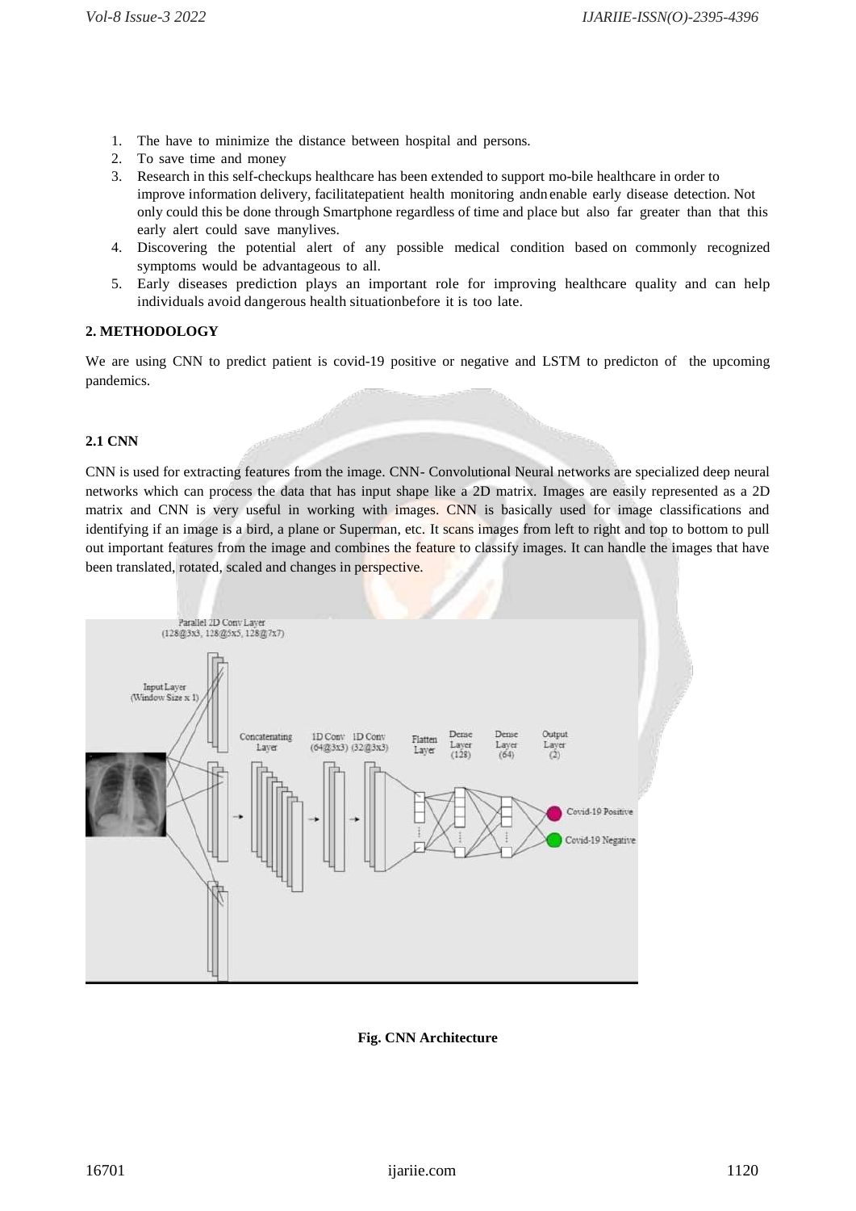1. The have to minimize the distance between hospital and persons.
2. To save time and money
3. Research in this self-checkups healthcare has been extended to support mo-bile healthcare in order to improve information delivery, facilitatepatient health monitoring andn enable early disease detection. Not only could this be done through Smartphone regardless of time and place but also far greater than that this early alert could save manylives.
4. Discovering the potential alert of any possible medical condition based on commonly recognized symptoms would be advantageous to all.
5. Early diseases prediction plays an important role for improving healthcare quality and can help individuals avoid dangerous health situationbefore it is too late.

## 2. METHODOLOGY

We are using CNN to predict patient is covid-19 positive or negative and LSTM to predicton of the upcoming pandemics.

### 2.1 CNN

CNN is used for extracting features from the image. CNN- Convolutional Neural networks are specialized deep neural networks which can process the data that has input shape like a 2D matrix. Images are easily represented as a 2D matrix and CNN is very useful in working with images. CNN is basically used for image classifications and identifying if an image is a bird, a plane or Superman, etc. It scans images from left to right and top to bottom to pull out important features from the image and combines the feature to classify images. It can handle the images that have been translated, rotated, scaled and changes in perspective.

**Fig. CNN Architecture**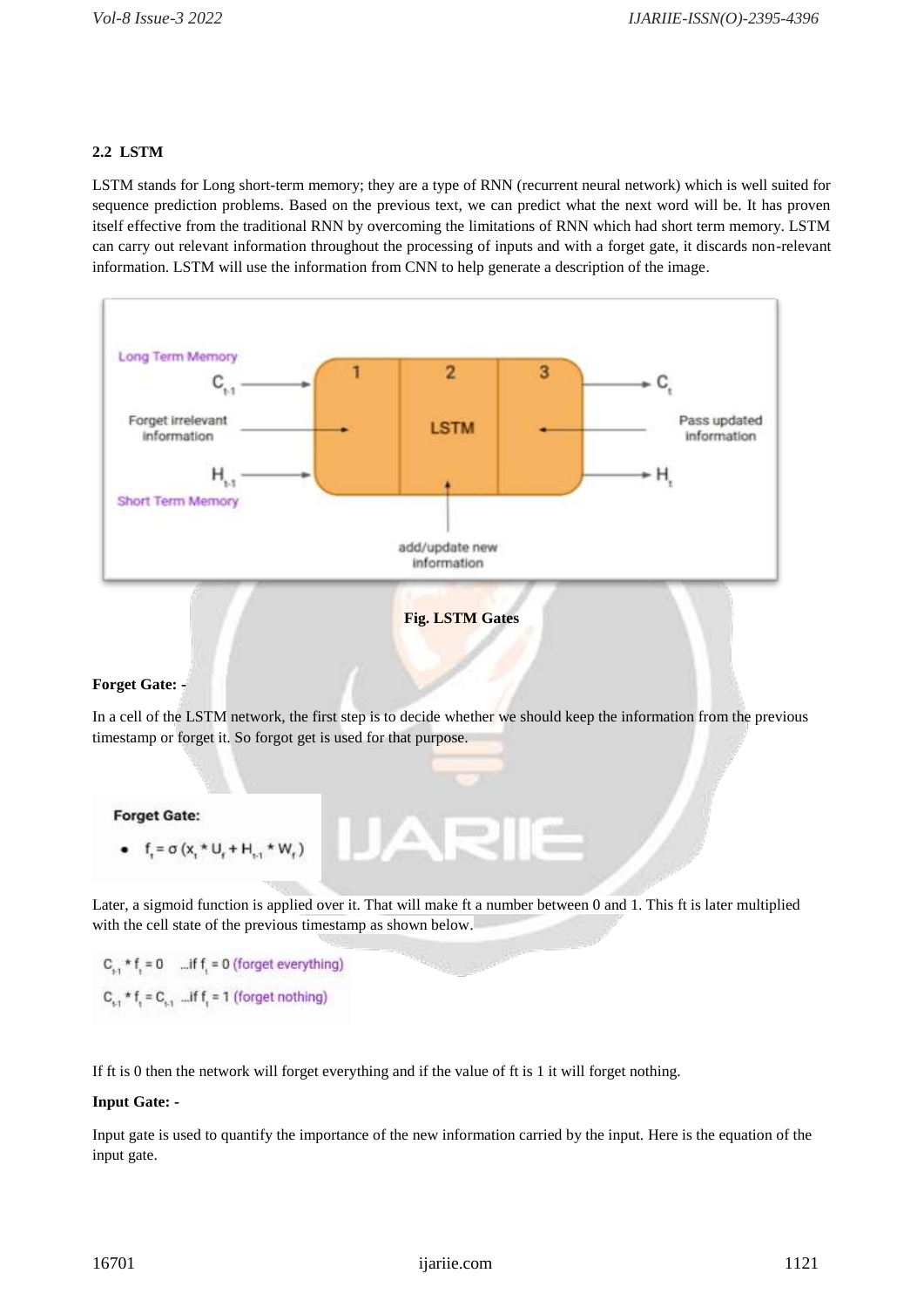### 2.2 LSTM

LSTM stands for Long short-term memory; they are a type of RNN (recurrent neural network) which is well suited for sequence prediction problems. Based on the previous text, we can predict what the next word will be. It has proven itself effective from the traditional RNN by overcoming the limitations of RNN which had short term memory. LSTM can carry out relevant information throughout the processing of inputs and with a forget gate, it discards non-relevant information. LSTM will use the information from CNN to help generate a description of the image.

**Fig. LSTM Gates**

**Forget Gate: -**

In a cell of the LSTM network, the first step is to decide whether we should keep the information from the previous timestamp or forget it. So forgot get is used for that purpose.

**Forget Gate:**

- $f_t = \sigma (x_t * U_f + H_{t-1} * W_f)$

Later, a sigmoid function is applied over it. That will make ft a number between 0 and 1. This ft is later multiplied with the cell state of the previous timestamp as shown below.

$C_{t-1} * f_t = 0$ ...if $f_t = 0$ (forget everything)

$C_{t-1} * f_t = C_{t-1}$ ...if $f_t = 1$ (forget nothing)

If ft is 0 then the network will forget everything and if the value of ft is 1 it will forget nothing.

**Input Gate: -**

Input gate is used to quantify the importance of the new information carried by the input. Here is the equation of the input gate.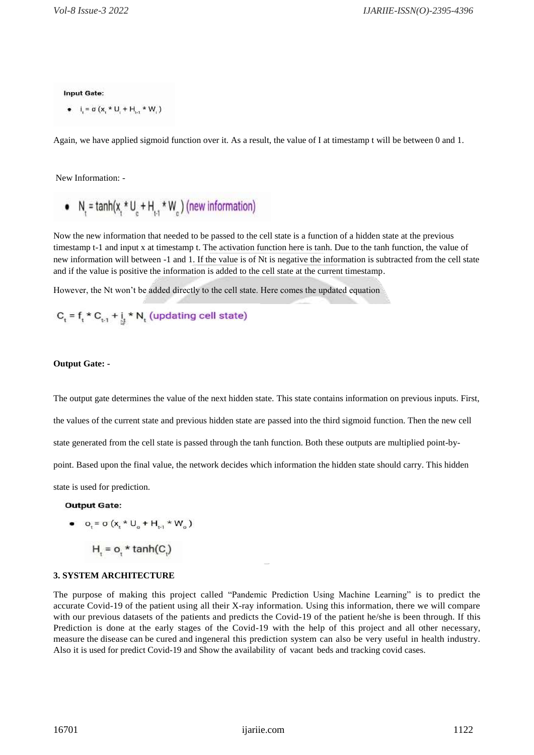**Input Gate:**

- $i_t = \sigma (x_t * U_i + H_{t-1} * W_i)$

Again, we have applied sigmoid function over it. As a result, the value of I at timestamp t will be between 0 and 1.

New Information: -

- $N_t = \tanh(x_t * U_c + H_{t-1} * W_c)$ (new information)

Now the new information that needed to be passed to the cell state is a function of a hidden state at the previous timestamp t-1 and input x at timestamp t. The activation function here is tanh. Due to the tanh function, the value of new information will between -1 and 1. If the value is of Nt is negative the information is subtracted from the cell state and if the value is positive the information is added to the cell state at the current timestamp.

However, the Nt won't be added directly to the cell state. Here comes the updated equation

$$C_t = f_t * C_{t-1} + i_t * N_t \text{ (updating cell state)}$$

**Output Gate: -**

The output gate determines the value of the next hidden state. This state contains information on previous inputs. First, the values of the current state and previous hidden state are passed into the third sigmoid function. Then the new cell state generated from the cell state is passed through the tanh function. Both these outputs are multiplied point-by-point. Based upon the final value, the network decides which information the hidden state should carry. This hidden state is used for prediction.

**Output Gate:**

- $o_t = \sigma (x_t * U_o + H_{t-1} * W_o)$

$$H_t = o_t * \tanh(C_t)$$

### 3. SYSTEM ARCHITECTURE

The purpose of making this project called "Pandemic Prediction Using Machine Learning" is to predict the accurate Covid-19 of the patient using all their X-ray information. Using this information, there we will compare with our previous datasets of the patients and predicts the Covid-19 of the patient he/she is been through. If this Prediction is done at the early stages of the Covid-19 with the help of this project and all other necessary, measure the disease can be cured and ingeneral this prediction system can also be very useful in health industry. Also it is used for predict Covid-19 and Show the availability of vacant beds and tracking covid cases.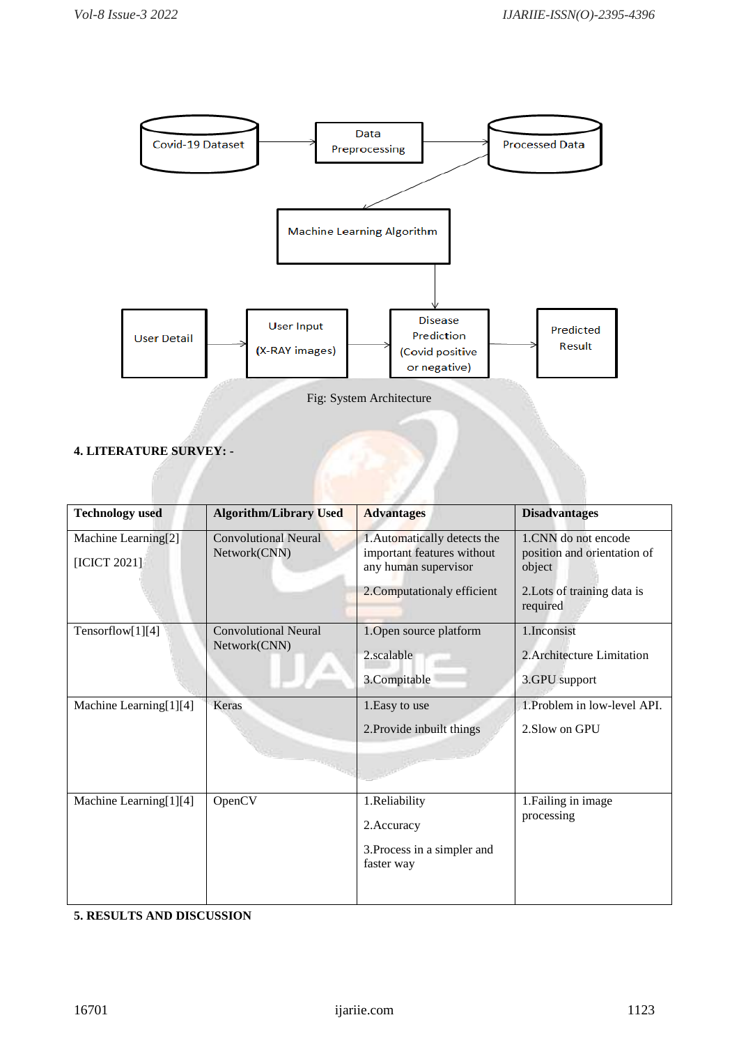Fig: System Architecture

**4. LITERATURE SURVEY: -**

| Technology used | Algorithm/Library Used | Advantages | Disadvantages |
|---|---|---|---|
| Machine Learning[2] [ICICT 2021] | Convolutional Neural Network(CNN) | 1.Automatically detects the important features without any human supervisor<br>2.Computationaly efficient | 1.CNN do not encode position and orientation of object<br>2.Lots of training data is required |
| Tensorflow[1][4] | Convolutional Neural Network(CNN) | 1.Open source platform<br>2.scalable<br>3.Compitable | 1.Inconsist<br>2.Architecture Limitation<br>3.GPU support |
| Machine Learning[1][4] | Keras | 1.Easy to use<br>2.Provide inbuilt things | 1.Problem in low-level API.<br>2.Slow on GPU |
| Machine Learning[1][4] | OpenCV | 1.Reliability<br>2.Accuracy<br>3.Process in a simpler and faster way | 1.Failing in image processing |

**5. RESULTS AND DISCUSSION**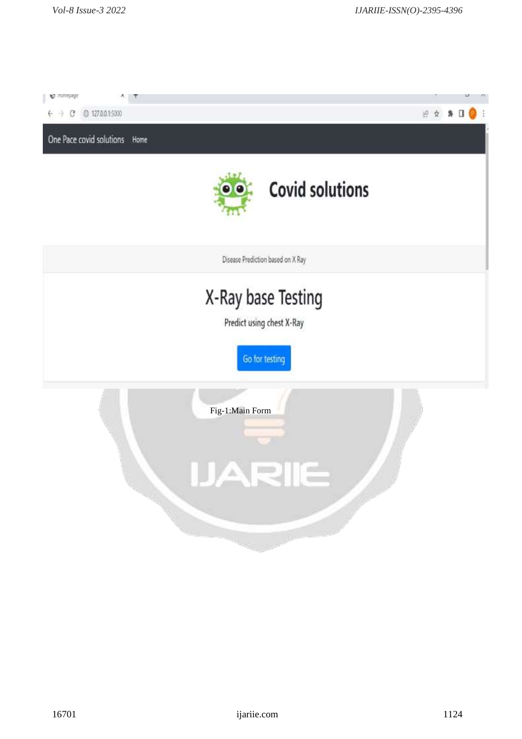Fig-1:Main Form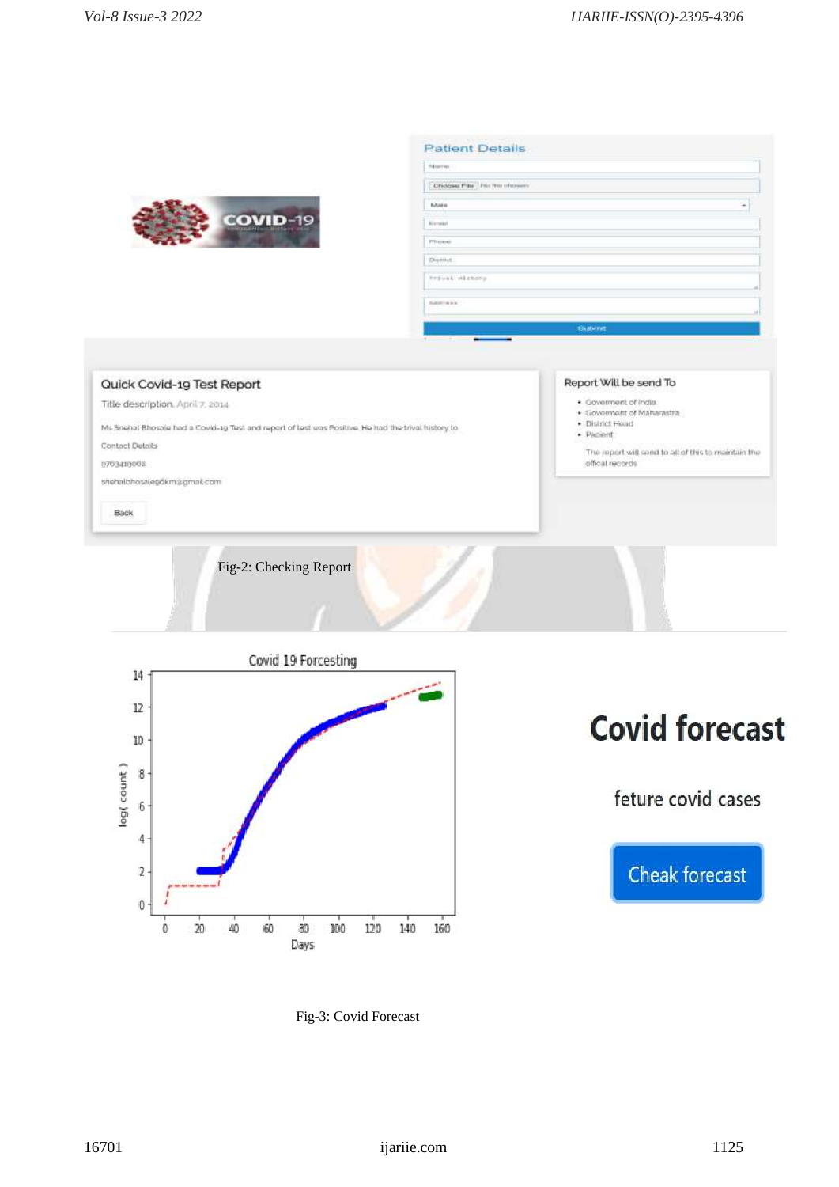Fig-2: Checking Report

Fig-3: Covid Forecast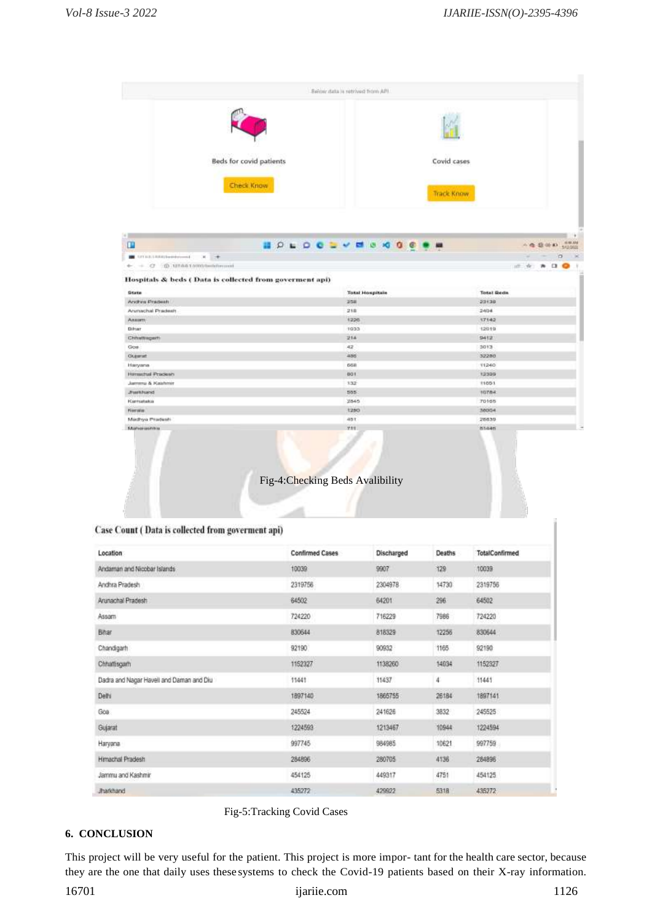Fig-4:Checking Beds Avalibility

Fig-5:Tracking Covid Cases

## 6. CONCLUSION

This project will be very useful for the patient. This project is more impor- tant for the health care sector, because they are the one that daily uses these systems to check the Covid-19 patients based on their X-ray information.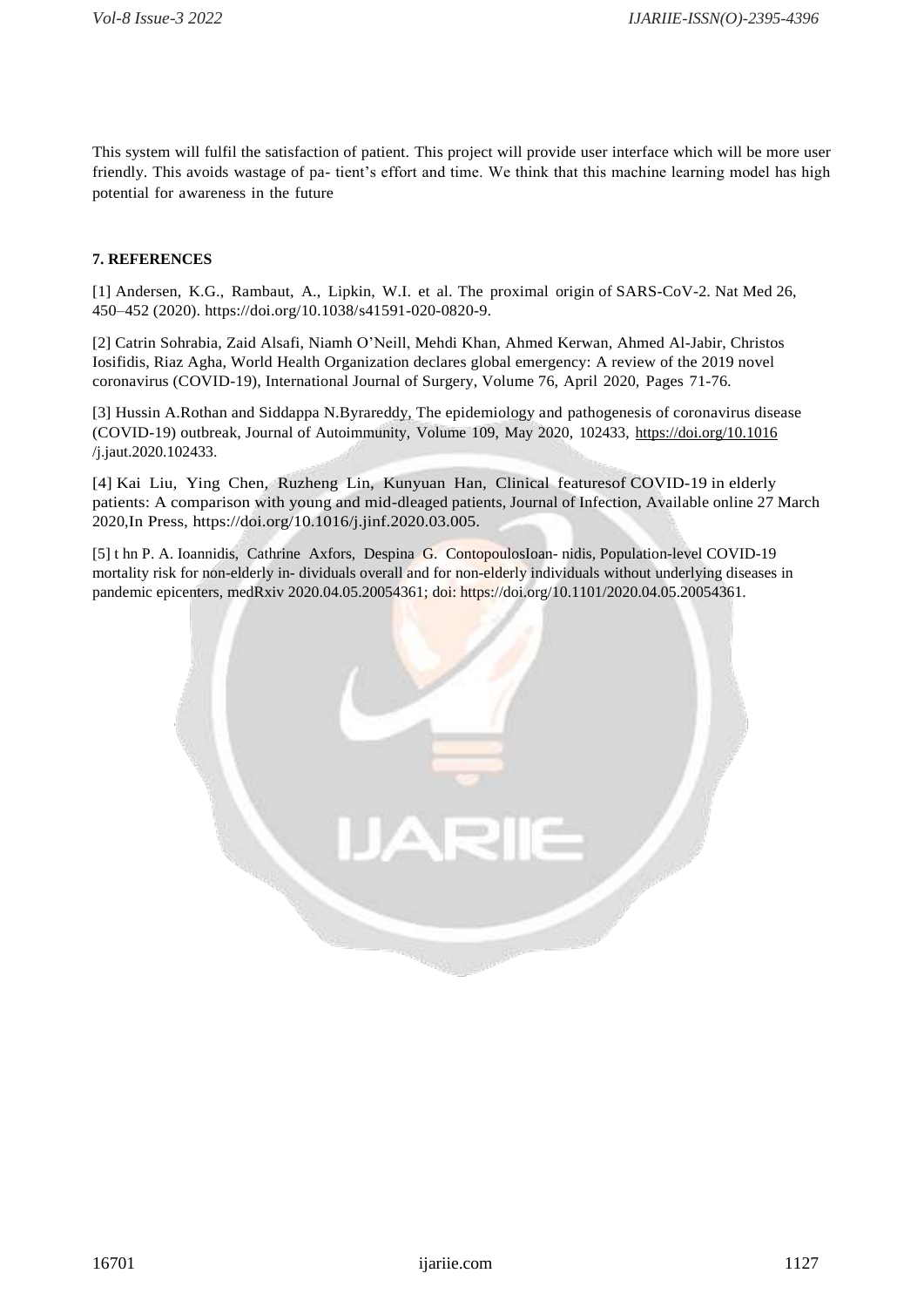This system will fulfil the satisfaction of patient. This project will provide user interface which will be more user friendly. This avoids wastage of pa- tient's effort and time. We think that this machine learning model has high potential for awareness in the future

### 7. REFERENCES

[1] Andersen, K.G., Rambaut, A., Lipkin, W.I. et al. The proximal origin of SARS-CoV-2. Nat Med 26, 450–452 (2020). https://doi.org/10.1038/s41591-020-0820-9.

[2] Catrin Sohrabia, Zaid Alsafi, Niamh O'Neill, Mehdi Khan, Ahmed Kerwan, Ahmed Al-Jabir, Christos Iosifidis, Riaz Agha, World Health Organization declares global emergency: A review of the 2019 novel coronavirus (COVID-19), International Journal of Surgery, Volume 76, April 2020, Pages 71-76.

[3] Hussin A.Rothan and Siddappa N.Byrareddy, The epidemiology and pathogenesis of coronavirus disease (COVID-19) outbreak, Journal of Autoimmunity, Volume 109, May 2020, 102433, https://doi.org/10.1016 /j.jaut.2020.102433.

[4] Kai Liu, Ying Chen, Ruzheng Lin, Kunyuan Han, Clinical featuresof COVID-19 in elderly patients: A comparison with young and mid-dleaged patients, Journal of Infection, Available online 27 March 2020,In Press, https://doi.org/10.1016/j.jinf.2020.03.005.

[5] t hn P. A. Ioannidis, Cathrine Axfors, Despina G. ContopoulosIoan- nidis, Population-level COVID-19 mortality risk for non-elderly in- dividuals overall and for non-elderly individuals without underlying diseases in pandemic epicenters, medRxiv 2020.04.05.20054361; doi: https://doi.org/10.1101/2020.04.05.20054361.